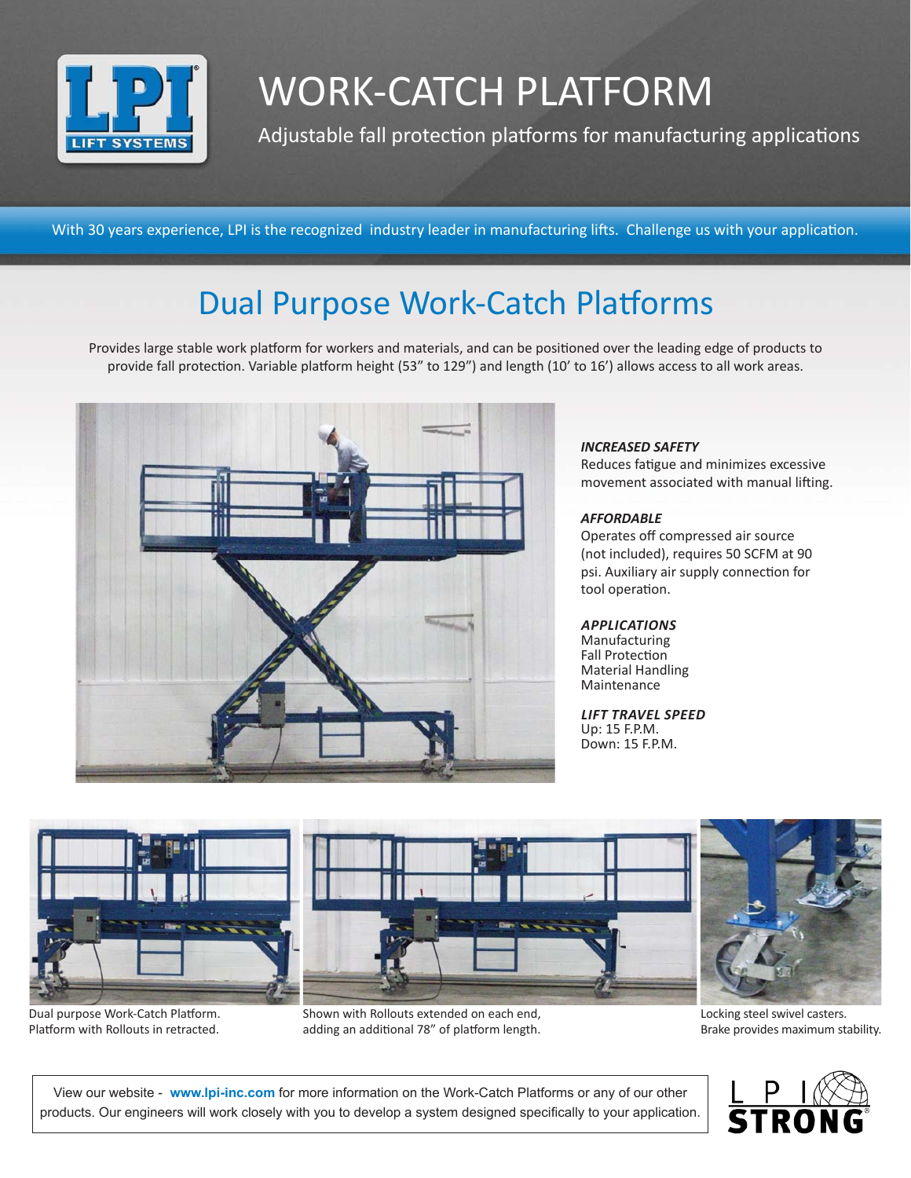# WORK-CATCH PLATFORM

Adjustable fall protection platforms for manufacturing applications

With 30 years experience, LPI is the recognized industry leader in manufacturing lifts. Challenge us with your application.

## Dual Purpose Work-Catch Platforms

Provides large stable work platform for workers and materials, and can be positioned over the leading edge of products to provide fall protection. Variable platform height (53" to 129") and length (10' to 16') allows access to all work areas.

***INCREASED SAFETY***
Reduces fatigue and minimizes excessive movement associated with manual lifting.

***AFFORDABLE***
Operates off compressed air source (not included), requires 50 SCFM at 90 psi. Auxiliary air supply connection for tool operation.

***APPLICATIONS***
Manufacturing
Fall Protection
Material Handling
Maintenance

***LIFT TRAVEL SPEED***
Up: 15 F.P.M.
Down: 15 F.P.M.

Dual purpose Work-Catch Platform. Platform with Rollouts in retracted.

Shown with Rollouts extended on each end, adding an additional 78" of platform length.

Locking steel swivel casters. Brake provides maximum stability.

View our website - **www.lpi-inc.com** for more information on the Work-Catch Platforms or any of our other products. Our engineers will work closely with you to develop a system designed specifically to your application.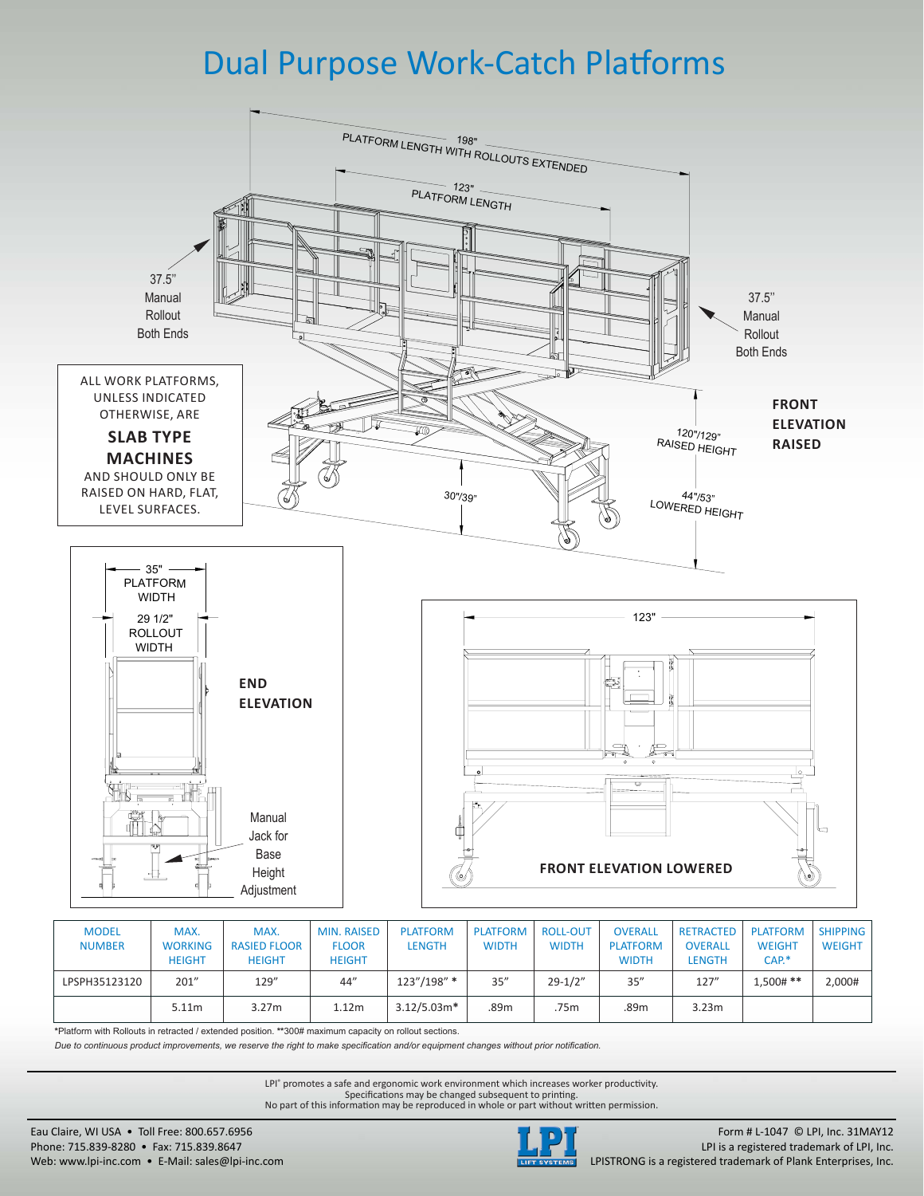# Dual Purpose Work-Catch Platforms

198" PLATFORM LENGTH WITH ROLLOUTS EXTENDED

123" PLATFORM LENGTH

37.5" Manual Rollout Both Ends

37.5" Manual Rollout Both Ends

ALL WORK PLATFORMS, UNLESS INDICATED OTHERWISE, ARE

**SLAB TYPE MACHINES**

AND SHOULD ONLY BE RAISED ON HARD, FLAT, LEVEL SURFACES.

**FRONT ELEVATION RAISED**

120"/129" RAISED HEIGHT

30"/39"

44"/53" LOWERED HEIGHT

35" PLATFORM WIDTH

29 1/2" ROLLOUT WIDTH

**END ELEVATION**

Manual Jack for Base Height Adjustment

123"

**FRONT ELEVATION LOWERED**

| MODEL NUMBER | MAX. WORKING HEIGHT | MAX. RASIED FLOOR HEIGHT | MIN. RAISED FLOOR HEIGHT | PLATFORM LENGTH | PLATFORM WIDTH | ROLL-OUT WIDTH | OVERALL PLATFORM WIDTH | RETRACTED OVERALL LENGTH | PLATFORM WEIGHT CAP.* | SHIPPING WEIGHT |
|---|---|---|---|---|---|---|---|---|---|---|
| LPSPH35123120 | 201" | 129" | 44" | 123"/198" * | 35" | 29-1/2" | 35" | 127" | 1,500# ** | 2,000# |
| | 5.11m | 3.27m | 1.12m | 3.12/5.03m* | .89m | .75m | .89m | 3.23m | | |

*Platform with Rollouts in retracted / extended position. **300# maximum capacity on rollout sections.

*Due to continuous product improvements, we reserve the right to make specification and/or equipment changes without prior notification.*

LPI® promotes a safe and ergonomic work environment which increases worker productivity.
Specifications may be changed subsequent to printing.
No part of this information may be reproduced in whole or part without written permission.

Eau Claire, WI USA • Toll Free: 800.657.6956
Phone: 715.839-8280 • Fax: 715.839.8647
Web: www.lpi-inc.com • E-Mail: sales@lpi-inc.com

LPI LIFT SYSTEMS

Form # L-1047 © LPI, Inc. 31MAY12
LPI is a registered trademark of LPI, Inc.
LPISTRONG is a registered trademark of Plank Enterprises, Inc.